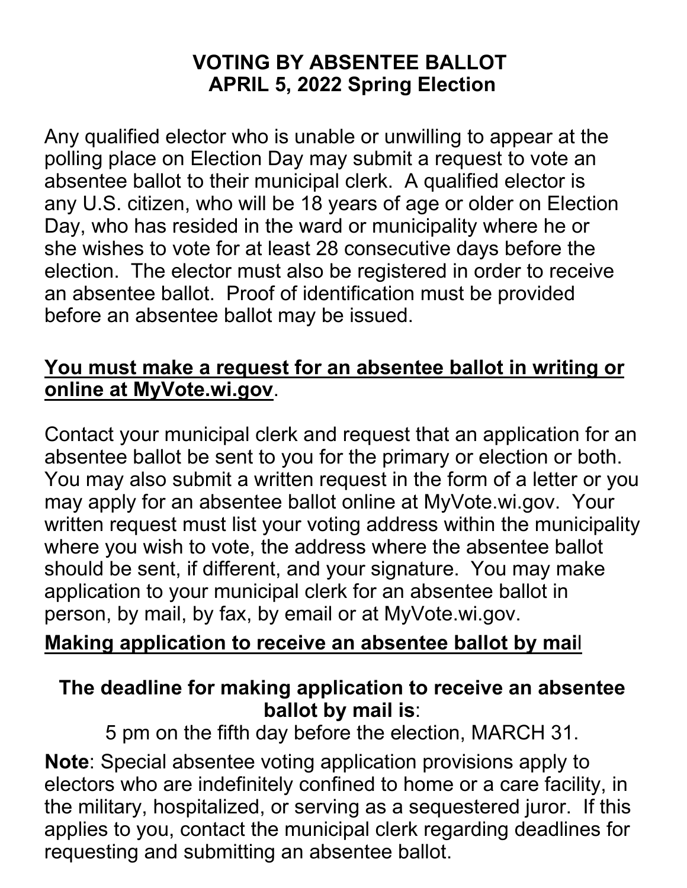# VOTING BY ABSENTEE BALLOT
## APRIL 5, 2022 Spring Election

Any qualified elector who is unable or unwilling to appear at the polling place on Election Day may submit a request to vote an absentee ballot to their municipal clerk. A qualified elector is any U.S. citizen, who will be 18 years of age or older on Election Day, who has resided in the ward or municipality where he or she wishes to vote for at least 28 consecutive days before the election. The elector must also be registered in order to receive an absentee ballot. Proof of identification must be provided before an absentee ballot may be issued.

**<u>You must make a request for an absentee ballot in writing or online at MyVote.wi.gov</u>**.

Contact your municipal clerk and request that an application for an absentee ballot be sent to you for the primary or election or both. You may also submit a written request in the form of a letter or you may apply for an absentee ballot online at MyVote.wi.gov. Your written request must list your voting address within the municipality where you wish to vote, the address where the absentee ballot should be sent, if different, and your signature. You may make application to your municipal clerk for an absentee ballot in person, by mail, by fax, by email or at MyVote.wi.gov.

**<u>Making application to receive an absentee ballot by mail</u>**

**The deadline for making application to receive an absentee ballot by mail is**:

5 pm on the fifth day before the election, MARCH 31.

**Note**: Special absentee voting application provisions apply to electors who are indefinitely confined to home or a care facility, in the military, hospitalized, or serving as a sequestered juror. If this applies to you, contact the municipal clerk regarding deadlines for requesting and submitting an absentee ballot.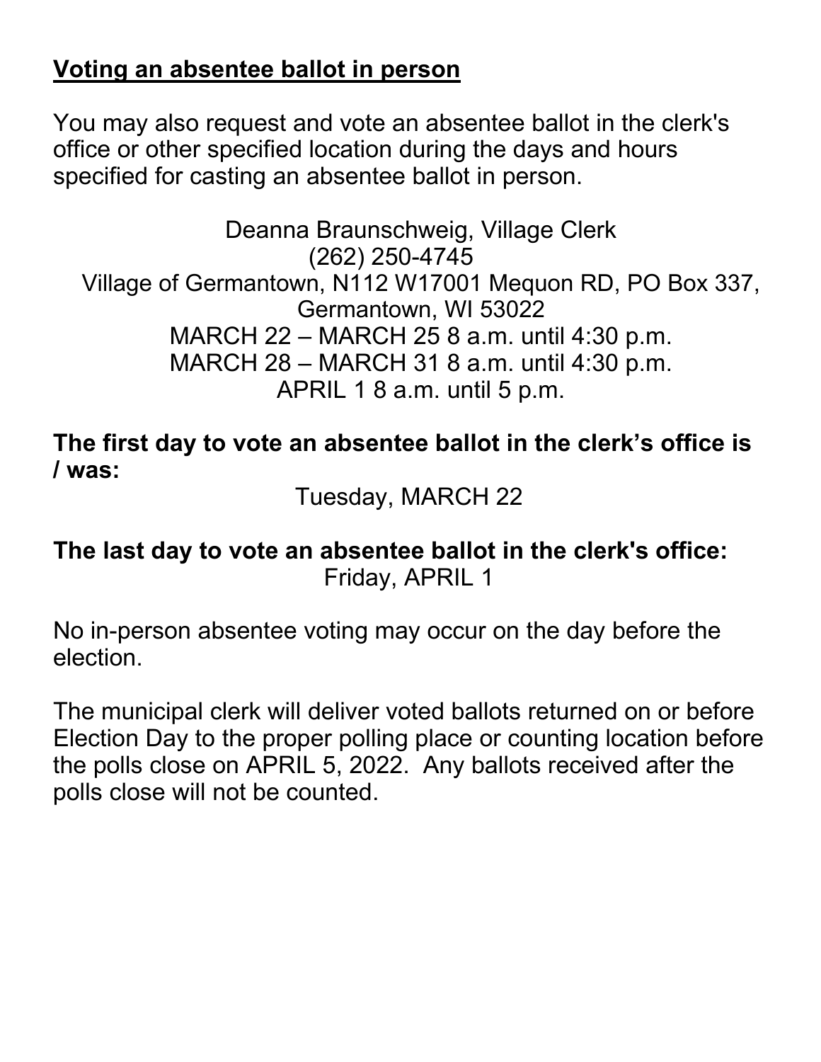**Voting an absentee ballot in person**

You may also request and vote an absentee ballot in the clerk's office or other specified location during the days and hours specified for casting an absentee ballot in person.

Deanna Braunschweig, Village Clerk
(262) 250-4745
Village of Germantown, N112 W17001 Mequon RD, PO Box 337, Germantown, WI 53022
MARCH 22 – MARCH 25 8 a.m. until 4:30 p.m.
MARCH 28 – MARCH 31 8 a.m. until 4:30 p.m.
APRIL 1 8 a.m. until 5 p.m.

**The first day to vote an absentee ballot in the clerk's office is / was:**

Tuesday, MARCH 22

**The last day to vote an absentee ballot in the clerk's office:**

Friday, APRIL 1

No in-person absentee voting may occur on the day before the election.

The municipal clerk will deliver voted ballots returned on or before Election Day to the proper polling place or counting location before the polls close on APRIL 5, 2022. Any ballots received after the polls close will not be counted.